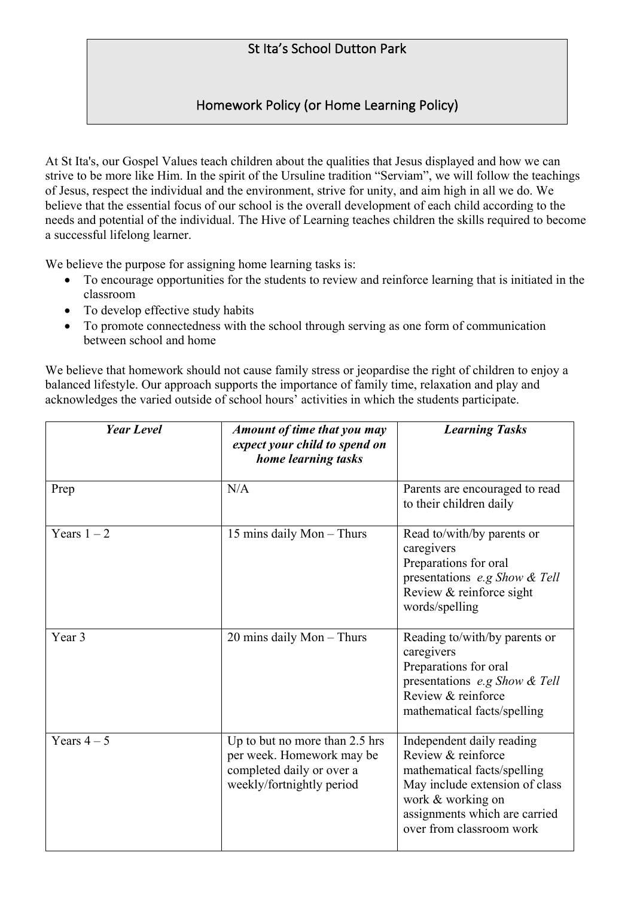# St Ita's School Dutton Park

## Homework Policy (or Home Learning Policy)

At St Ita's, our Gospel Values teach children about the qualities that Jesus displayed and how we can strive to be more like Him. In the spirit of the Ursuline tradition "Serviam", we will follow the teachings of Jesus, respect the individual and the environment, strive for unity, and aim high in all we do. We believe that the essential focus of our school is the overall development of each child according to the needs and potential of the individual. The Hive of Learning teaches children the skills required to become a successful lifelong learner.

We believe the purpose for assigning home learning tasks is:

- To encourage opportunities for the students to review and reinforce learning that is initiated in the classroom
- To develop effective study habits
- To promote connectedness with the school through serving as one form of communication between school and home

We believe that homework should not cause family stress or jeopardise the right of children to enjoy a balanced lifestyle. Our approach supports the importance of family time, relaxation and play and acknowledges the varied outside of school hours' activities in which the students participate.

| ***Year Level*** | ***Amount of time that you may expect your child to spend on home learning tasks*** | ***Learning Tasks*** |
|---|---|---|
| Prep | N/A | Parents are encouraged to read to their children daily |
| Years 1 – 2 | 15 mins daily Mon – Thurs | Read to/with/by parents or caregivers<br>Preparations for oral presentations *e.g Show & Tell*<br>Review & reinforce sight words/spelling |
| Year 3 | 20 mins daily Mon – Thurs | Reading to/with/by parents or caregivers<br>Preparations for oral presentations *e.g Show & Tell*<br>Review & reinforce mathematical facts/spelling |
| Years 4 – 5 | Up to but no more than 2.5 hrs per week. Homework may be completed daily or over a weekly/fortnightly period | Independent daily reading<br>Review & reinforce mathematical facts/spelling<br>May include extension of class work & working on assignments which are carried over from classroom work |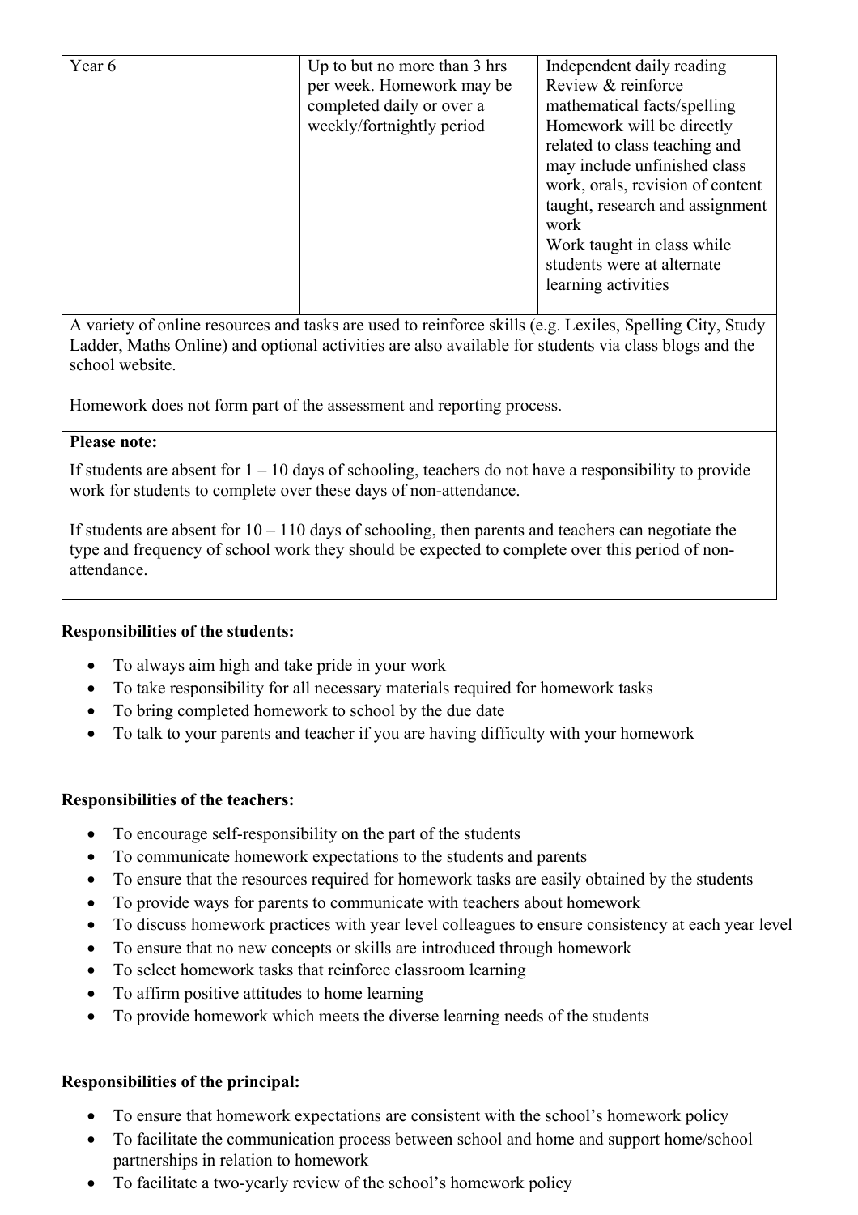| Year 6 | Up to but no more than 3 hrs per week. Homework may be completed daily or over a weekly/fortnightly period | Independent daily reading<br>Review & reinforce mathematical facts/spelling<br>Homework will be directly related to class teaching and may include unfinished class work, orals, revision of content taught, research and assignment work<br>Work taught in class while students were at alternate learning activities |
|---|---|---|
| A variety of online resources and tasks are used to reinforce skills (e.g. Lexiles, Spelling City, Study Ladder, Maths Online) and optional activities are also available for students via class blogs and the school website.<br><br>Homework does not form part of the assessment and reporting process. | | |
| **Please note:**<br>If students are absent for 1 – 10 days of schooling, teachers do not have a responsibility to provide work for students to complete over these days of non-attendance.<br><br>If students are absent for 10 – 110 days of schooling, then parents and teachers can negotiate the type and frequency of school work they should be expected to complete over this period of non-attendance. | | |

**Responsibilities of the students:**

- To always aim high and take pride in your work
- To take responsibility for all necessary materials required for homework tasks
- To bring completed homework to school by the due date
- To talk to your parents and teacher if you are having difficulty with your homework

**Responsibilities of the teachers:**

- To encourage self-responsibility on the part of the students
- To communicate homework expectations to the students and parents
- To ensure that the resources required for homework tasks are easily obtained by the students
- To provide ways for parents to communicate with teachers about homework
- To discuss homework practices with year level colleagues to ensure consistency at each year level
- To ensure that no new concepts or skills are introduced through homework
- To select homework tasks that reinforce classroom learning
- To affirm positive attitudes to home learning
- To provide homework which meets the diverse learning needs of the students

**Responsibilities of the principal:**

- To ensure that homework expectations are consistent with the school's homework policy
- To facilitate the communication process between school and home and support home/school partnerships in relation to homework
- To facilitate a two-yearly review of the school's homework policy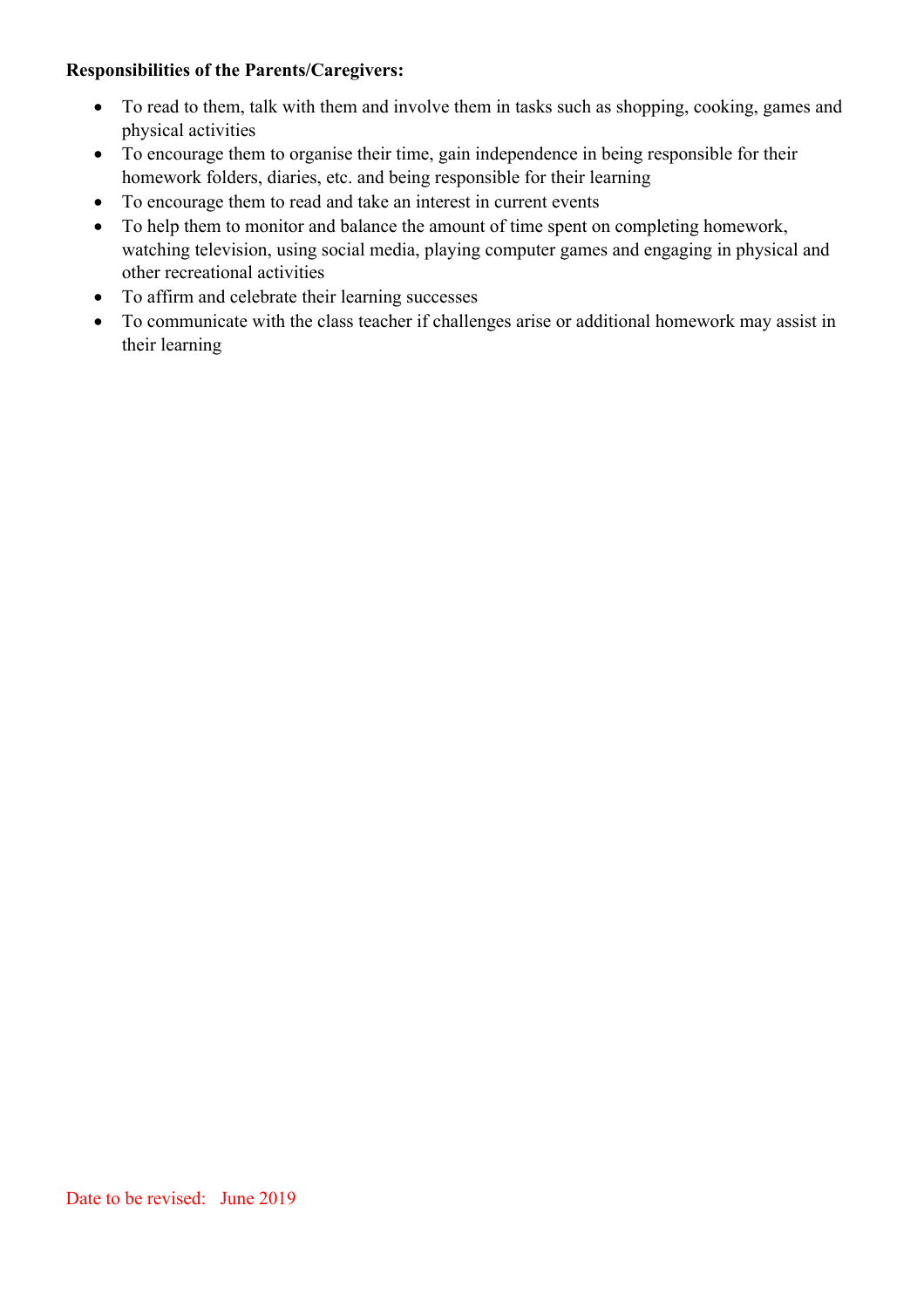**Responsibilities of the Parents/Caregivers:**

- To read to them, talk with them and involve them in tasks such as shopping, cooking, games and physical activities
- To encourage them to organise their time, gain independence in being responsible for their homework folders, diaries, etc. and being responsible for their learning
- To encourage them to read and take an interest in current events
- To help them to monitor and balance the amount of time spent on completing homework, watching television, using social media, playing computer games and engaging in physical and other recreational activities
- To affirm and celebrate their learning successes
- To communicate with the class teacher if challenges arise or additional homework may assist in their learning

Date to be revised: June 2019